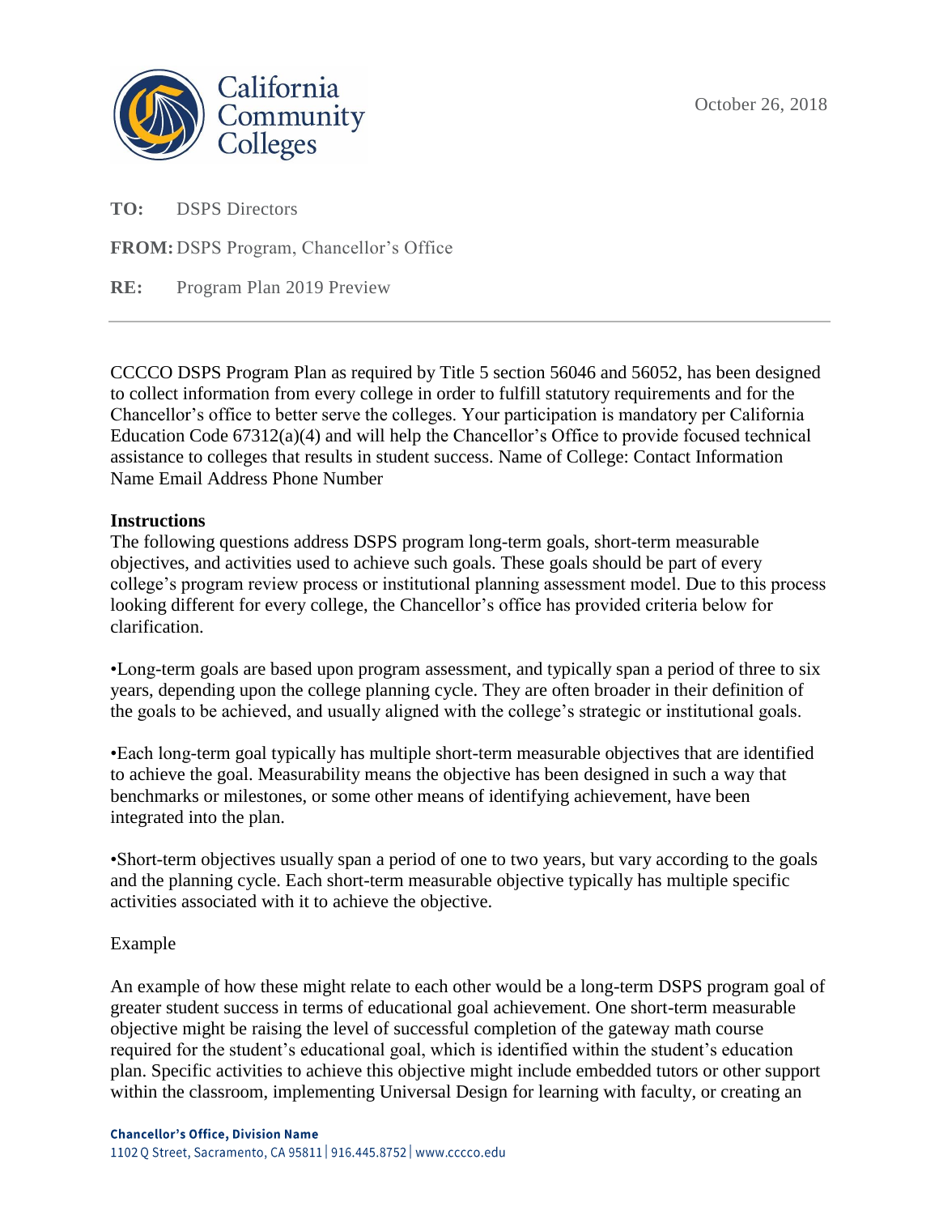California Community Colleges

October 26, 2018

**TO:** DSPS Directors

**FROM:** DSPS Program, Chancellor's Office

**RE:** Program Plan 2019 Preview

---

CCCCO DSPS Program Plan as required by Title 5 section 56046 and 56052, has been designed to collect information from every college in order to fulfill statutory requirements and for the Chancellor's office to better serve the colleges. Your participation is mandatory per California Education Code 67312(a)(4) and will help the Chancellor's Office to provide focused technical assistance to colleges that results in student success. Name of College: Contact Information Name Email Address Phone Number

**Instructions**

The following questions address DSPS program long-term goals, short-term measurable objectives, and activities used to achieve such goals. These goals should be part of every college's program review process or institutional planning assessment model. Due to this process looking different for every college, the Chancellor's office has provided criteria below for clarification.

•Long-term goals are based upon program assessment, and typically span a period of three to six years, depending upon the college planning cycle. They are often broader in their definition of the goals to be achieved, and usually aligned with the college's strategic or institutional goals.

•Each long-term goal typically has multiple short-term measurable objectives that are identified to achieve the goal. Measurability means the objective has been designed in such a way that benchmarks or milestones, or some other means of identifying achievement, have been integrated into the plan.

•Short-term objectives usually span a period of one to two years, but vary according to the goals and the planning cycle. Each short-term measurable objective typically has multiple specific activities associated with it to achieve the objective.

Example

An example of how these might relate to each other would be a long-term DSPS program goal of greater student success in terms of educational goal achievement. One short-term measurable objective might be raising the level of successful completion of the gateway math course required for the student's educational goal, which is identified within the student's education plan. Specific activities to achieve this objective might include embedded tutors or other support within the classroom, implementing Universal Design for learning with faculty, or creating an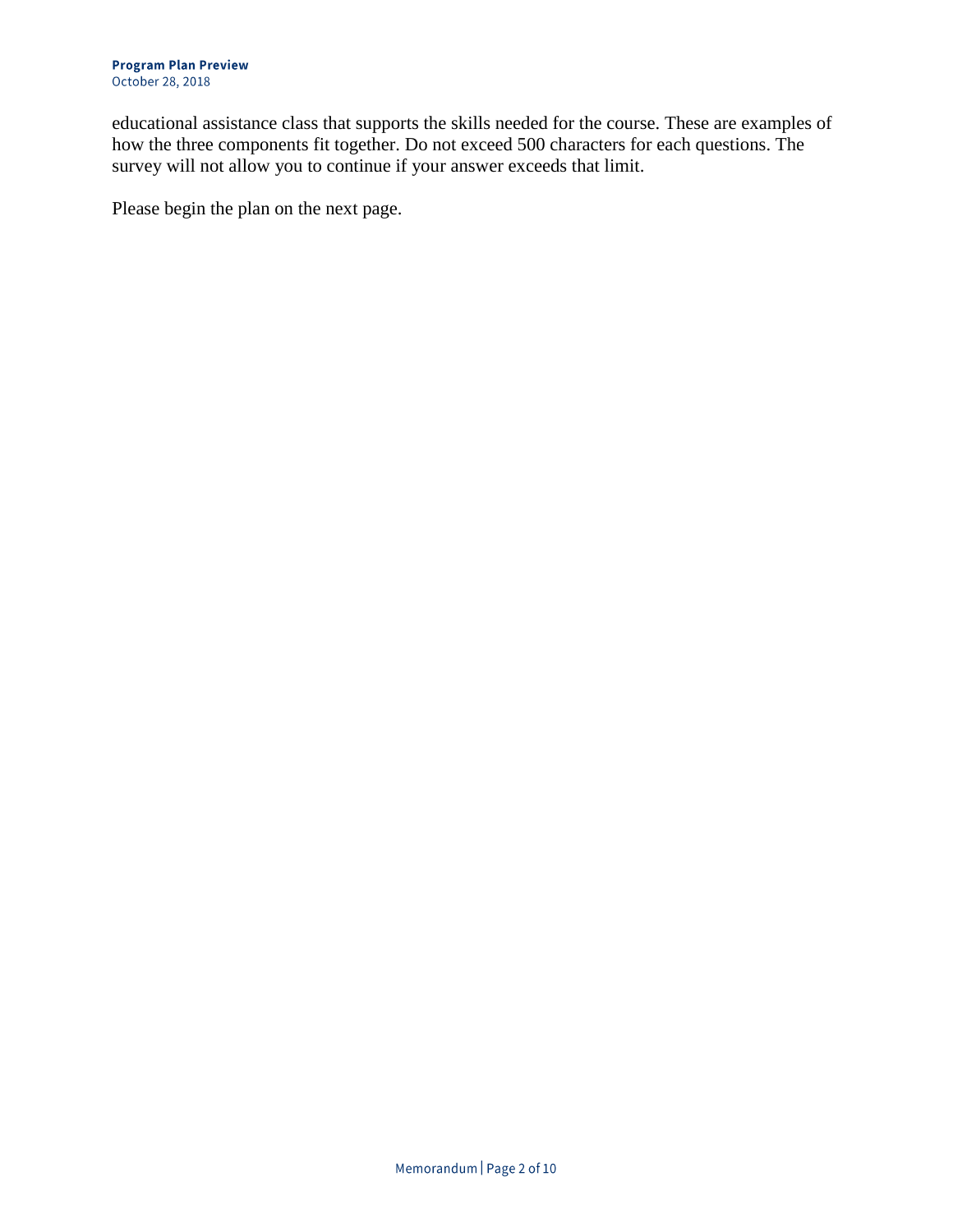educational assistance class that supports the skills needed for the course. These are examples of how the three components fit together. Do not exceed 500 characters for each questions. The survey will not allow you to continue if your answer exceeds that limit.

Please begin the plan on the next page.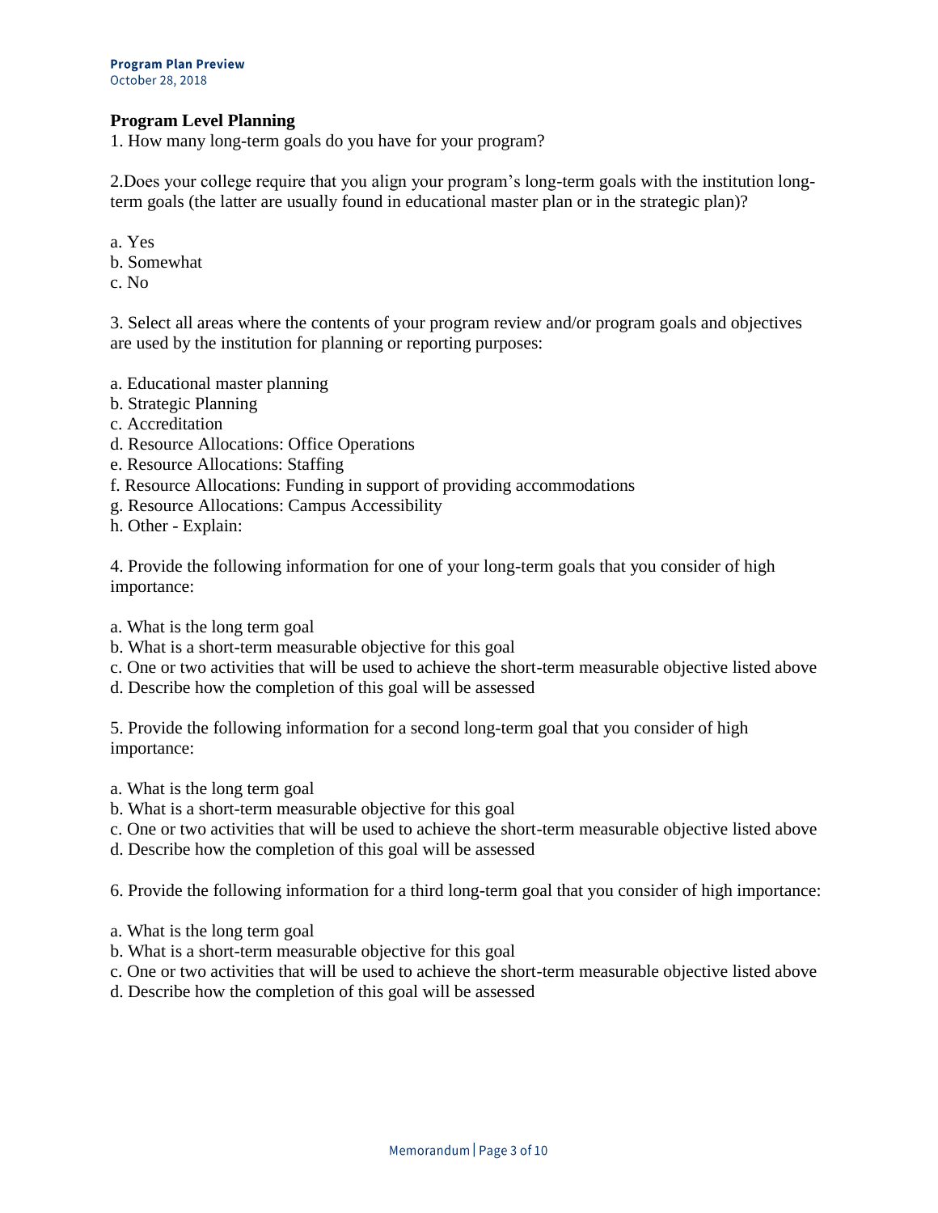## Program Level Planning

1. How many long-term goals do you have for your program?

2.Does your college require that you align your program's long-term goals with the institution long-term goals (the latter are usually found in educational master plan or in the strategic plan)?

a. Yes
b. Somewhat
c. No

3. Select all areas where the contents of your program review and/or program goals and objectives are used by the institution for planning or reporting purposes:

a. Educational master planning
b. Strategic Planning
c. Accreditation
d. Resource Allocations: Office Operations
e. Resource Allocations: Staffing
f. Resource Allocations: Funding in support of providing accommodations
g. Resource Allocations: Campus Accessibility
h. Other - Explain:

4. Provide the following information for one of your long-term goals that you consider of high importance:

a. What is the long term goal
b. What is a short-term measurable objective for this goal
c. One or two activities that will be used to achieve the short-term measurable objective listed above
d. Describe how the completion of this goal will be assessed

5. Provide the following information for a second long-term goal that you consider of high importance:

a. What is the long term goal
b. What is a short-term measurable objective for this goal
c. One or two activities that will be used to achieve the short-term measurable objective listed above
d. Describe how the completion of this goal will be assessed

6. Provide the following information for a third long-term goal that you consider of high importance:

a. What is the long term goal
b. What is a short-term measurable objective for this goal
c. One or two activities that will be used to achieve the short-term measurable objective listed above
d. Describe how the completion of this goal will be assessed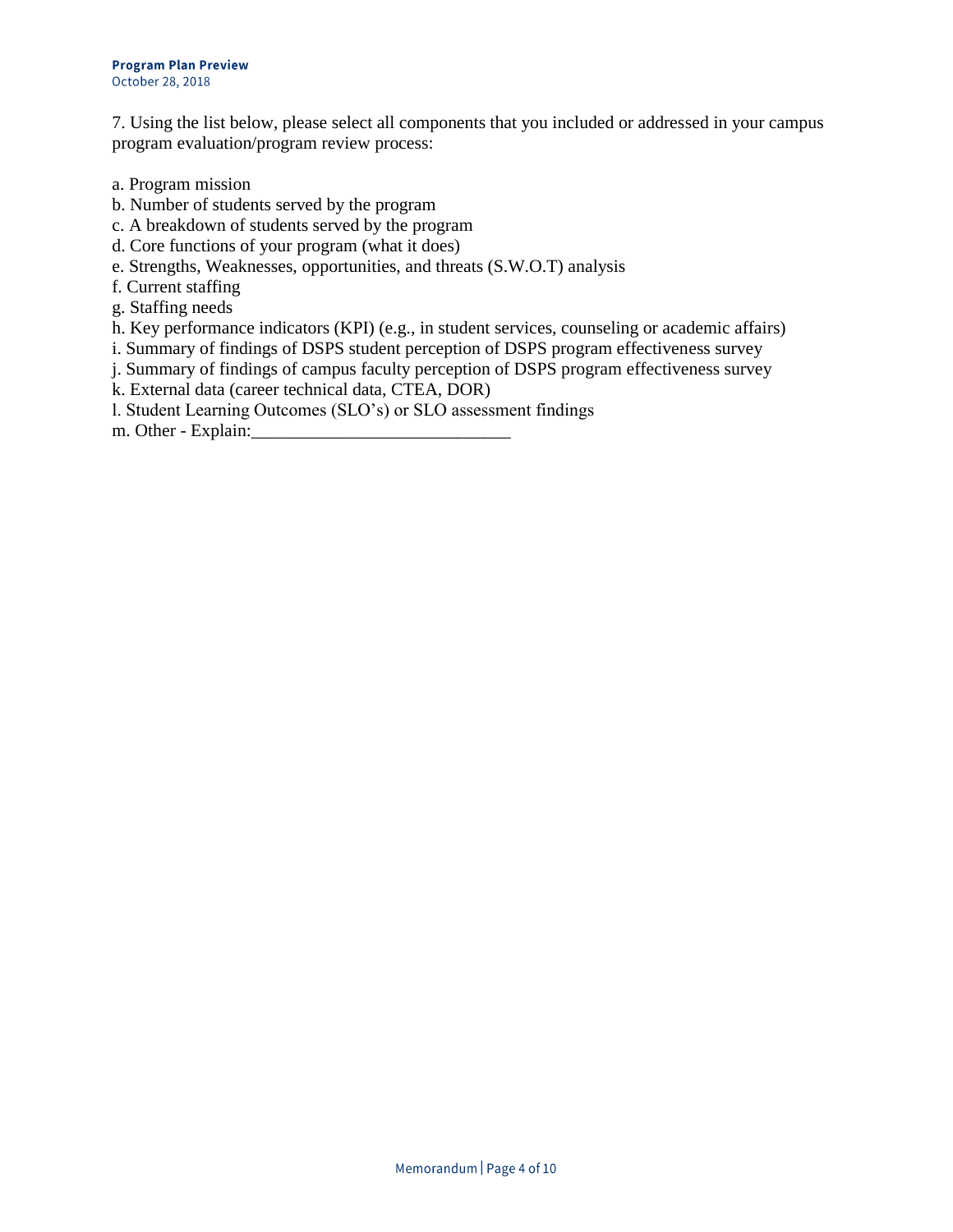7. Using the list below, please select all components that you included or addressed in your campus program evaluation/program review process:

a. Program mission
b. Number of students served by the program
c. A breakdown of students served by the program
d. Core functions of your program (what it does)
e. Strengths, Weaknesses, opportunities, and threats (S.W.O.T) analysis
f. Current staffing
g. Staffing needs
h. Key performance indicators (KPI) (e.g., in student services, counseling or academic affairs)
i. Summary of findings of DSPS student perception of DSPS program effectiveness survey
j. Summary of findings of campus faculty perception of DSPS program effectiveness survey
k. External data (career technical data, CTEA, DOR)
l. Student Learning Outcomes (SLO's) or SLO assessment findings
m. Other - Explain:_____________________________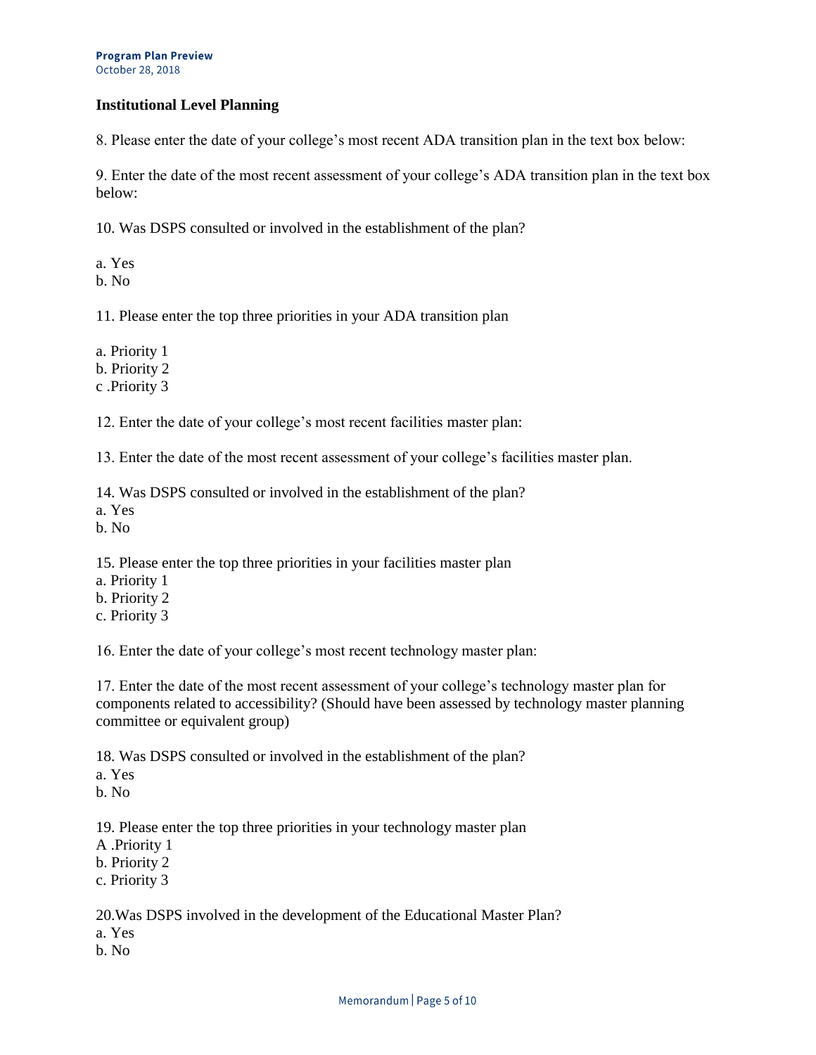### Institutional Level Planning

8. Please enter the date of your college's most recent ADA transition plan in the text box below:

9. Enter the date of the most recent assessment of your college's ADA transition plan in the text box below:

10. Was DSPS consulted or involved in the establishment of the plan?

a. Yes
b. No

11. Please enter the top three priorities in your ADA transition plan

a. Priority 1
b. Priority 2
c .Priority 3

12. Enter the date of your college's most recent facilities master plan:

13. Enter the date of the most recent assessment of your college's facilities master plan.

14. Was DSPS consulted or involved in the establishment of the plan?
a. Yes
b. No

15. Please enter the top three priorities in your facilities master plan
a. Priority 1
b. Priority 2
c. Priority 3

16. Enter the date of your college's most recent technology master plan:

17. Enter the date of the most recent assessment of your college's technology master plan for components related to accessibility? (Should have been assessed by technology master planning committee or equivalent group)

18. Was DSPS consulted or involved in the establishment of the plan?
a. Yes
b. No

19. Please enter the top three priorities in your technology master plan
A .Priority 1
b. Priority 2
c. Priority 3

20.Was DSPS involved in the development of the Educational Master Plan?
a. Yes
b. No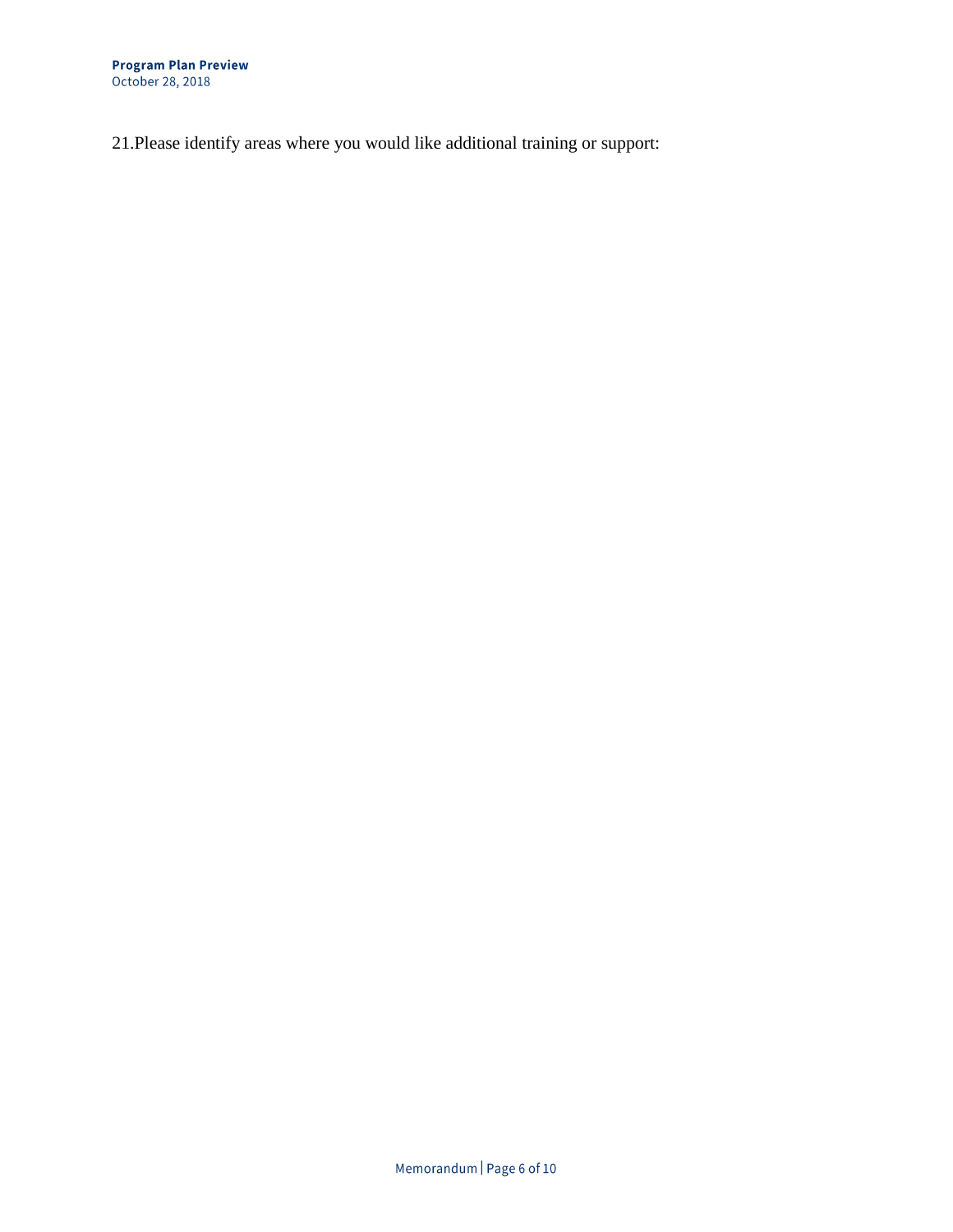21. Please identify areas where you would like additional training or support: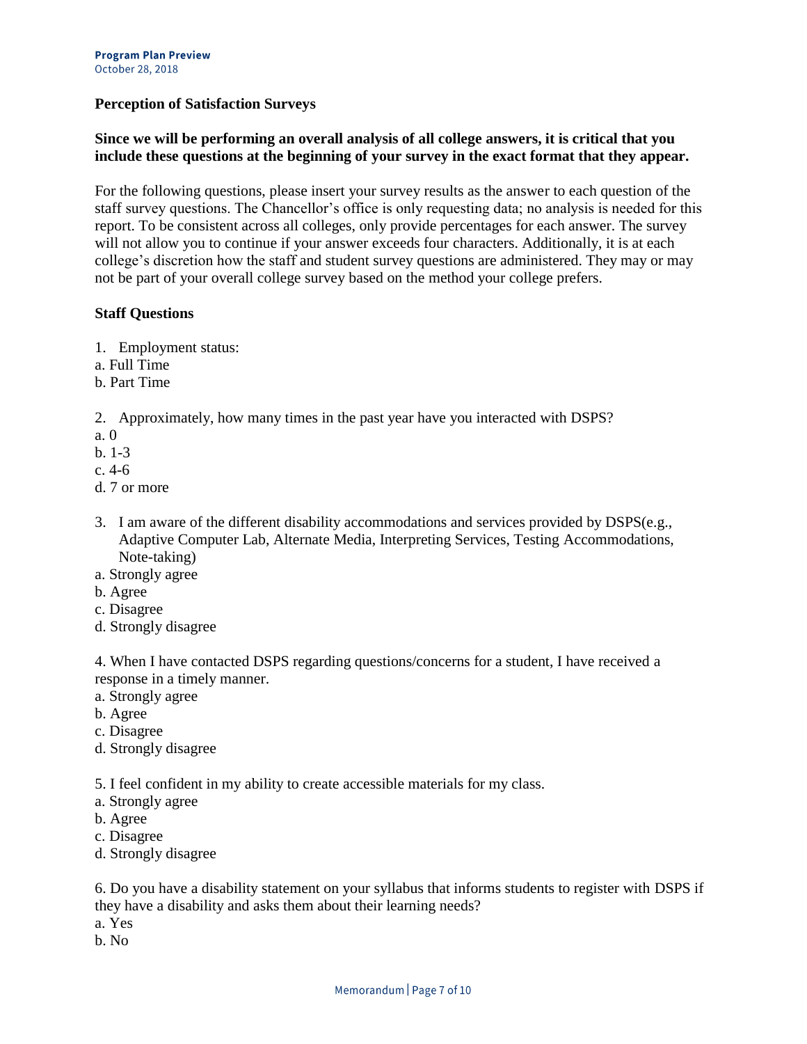**Perception of Satisfaction Surveys**

**Since we will be performing an overall analysis of all college answers, it is critical that you include these questions at the beginning of your survey in the exact format that they appear.**

For the following questions, please insert your survey results as the answer to each question of the staff survey questions. The Chancellor's office is only requesting data; no analysis is needed for this report. To be consistent across all colleges, only provide percentages for each answer. The survey will not allow you to continue if your answer exceeds four characters. Additionally, it is at each college's discretion how the staff and student survey questions are administered. They may or may not be part of your overall college survey based on the method your college prefers.

**Staff Questions**

1. Employment status:

a. Full Time
b. Part Time

2. Approximately, how many times in the past year have you interacted with DSPS?

a. 0
b. 1-3
c. 4-6
d. 7 or more

3. I am aware of the different disability accommodations and services provided by DSPS(e.g., Adaptive Computer Lab, Alternate Media, Interpreting Services, Testing Accommodations, Note-taking)

a. Strongly agree
b. Agree
c. Disagree
d. Strongly disagree

4. When I have contacted DSPS regarding questions/concerns for a student, I have received a response in a timely manner.

a. Strongly agree
b. Agree
c. Disagree
d. Strongly disagree

5. I feel confident in my ability to create accessible materials for my class.

a. Strongly agree
b. Agree
c. Disagree
d. Strongly disagree

6. Do you have a disability statement on your syllabus that informs students to register with DSPS if they have a disability and asks them about their learning needs?

a. Yes
b. No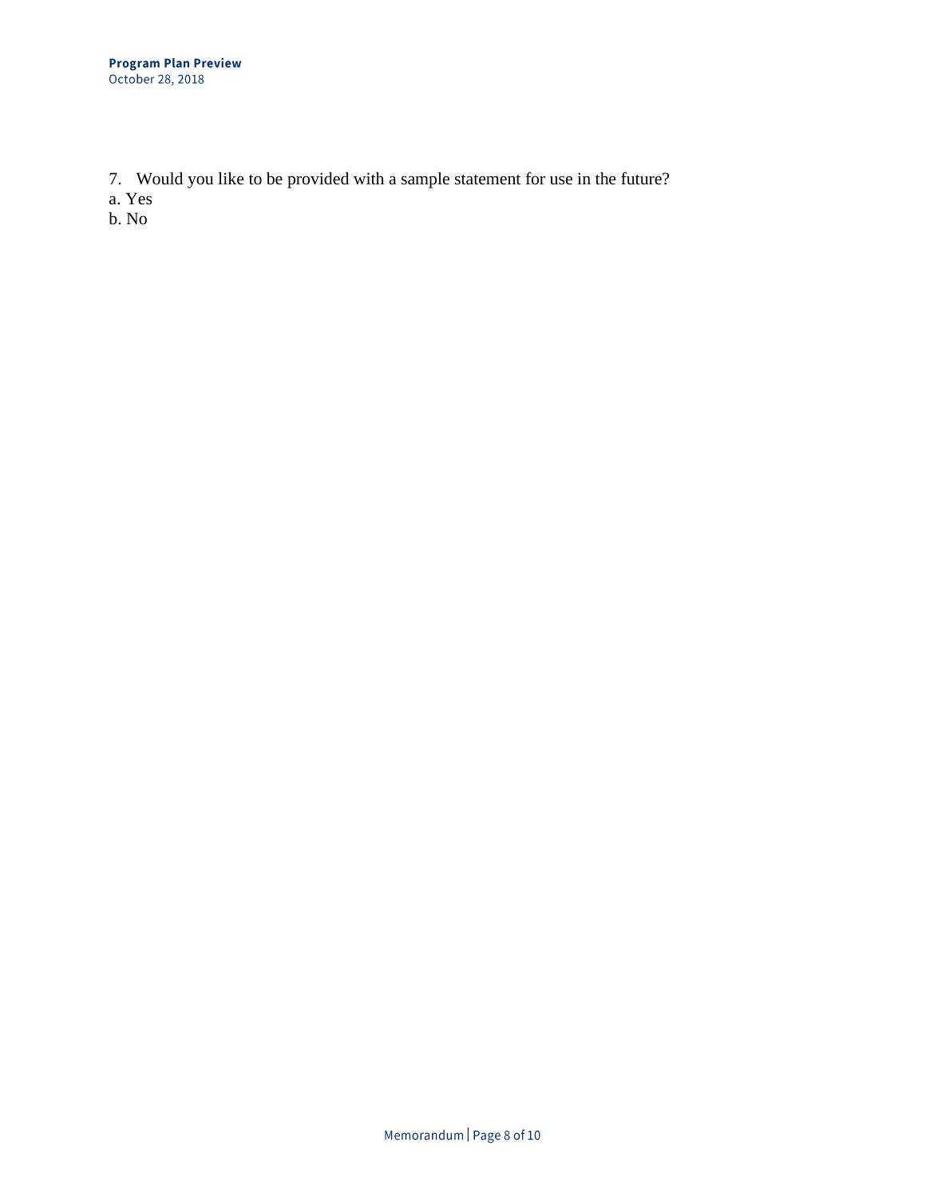7. Would you like to be provided with a sample statement for use in the future?

a. Yes

b. No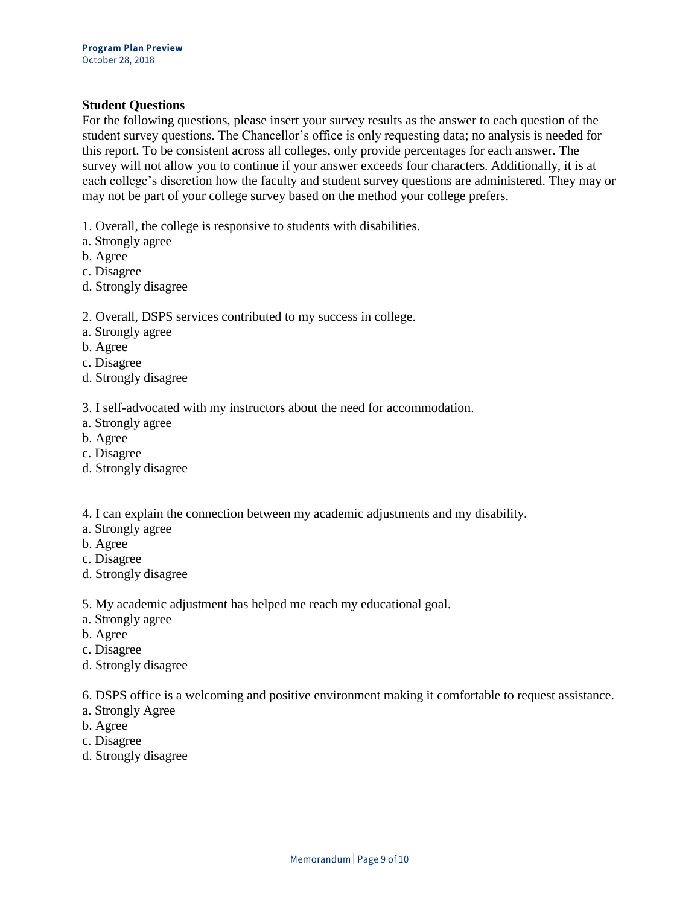**Student Questions**

For the following questions, please insert your survey results as the answer to each question of the student survey questions. The Chancellor's office is only requesting data; no analysis is needed for this report. To be consistent across all colleges, only provide percentages for each answer. The survey will not allow you to continue if your answer exceeds four characters. Additionally, it is at each college's discretion how the faculty and student survey questions are administered. They may or may not be part of your college survey based on the method your college prefers.

1. Overall, the college is responsive to students with disabilities.
a. Strongly agree
b. Agree
c. Disagree
d. Strongly disagree

2. Overall, DSPS services contributed to my success in college.
a. Strongly agree
b. Agree
c. Disagree
d. Strongly disagree

3. I self-advocated with my instructors about the need for accommodation.
a. Strongly agree
b. Agree
c. Disagree
d. Strongly disagree

4. I can explain the connection between my academic adjustments and my disability.
a. Strongly agree
b. Agree
c. Disagree
d. Strongly disagree

5. My academic adjustment has helped me reach my educational goal.
a. Strongly agree
b. Agree
c. Disagree
d. Strongly disagree

6. DSPS office is a welcoming and positive environment making it comfortable to request assistance.
a. Strongly Agree
b. Agree
c. Disagree
d. Strongly disagree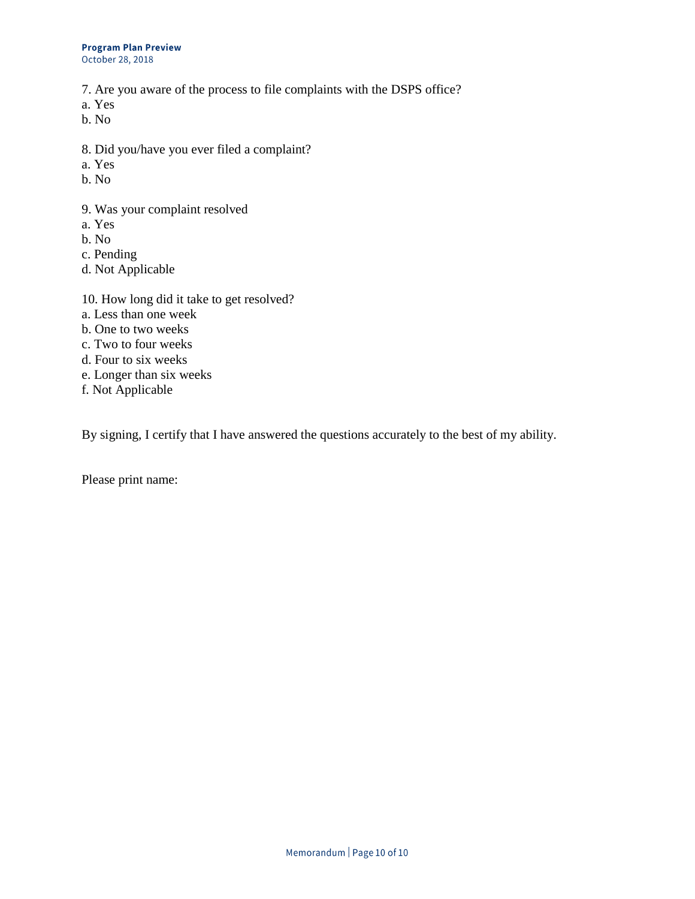7. Are you aware of the process to file complaints with the DSPS office?
a. Yes
b. No

8. Did you/have you ever filed a complaint?
a. Yes
b. No

9. Was your complaint resolved
a. Yes
b. No
c. Pending
d. Not Applicable

10. How long did it take to get resolved?
a. Less than one week
b. One to two weeks
c. Two to four weeks
d. Four to six weeks
e. Longer than six weeks
f. Not Applicable

By signing, I certify that I have answered the questions accurately to the best of my ability.

Please print name: